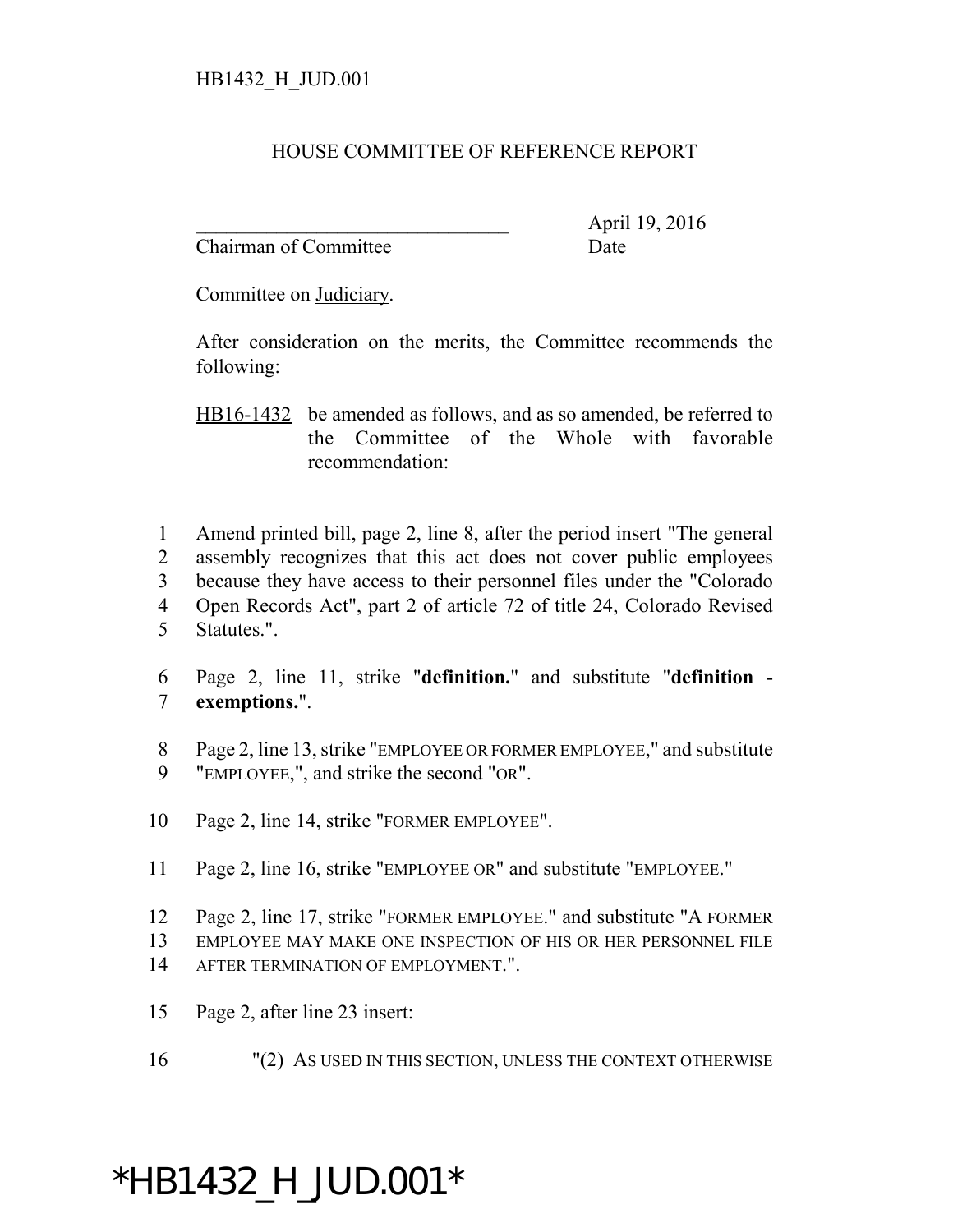HB1432_H_JUD.001

# HOUSE COMMITTEE OF REFERENCE REPORT

_______________________________ April 19, 2016

Chairman of Committee Date

Committee on Judiciary.

After consideration on the merits, the Committee recommends the following:

HB16-1432 be amended as follows, and as so amended, be referred to the Committee of the Whole with favorable recommendation:

1 Amend printed bill, page 2, line 8, after the period insert "The general
2 assembly recognizes that this act does not cover public employees
3 because they have access to their personnel files under the "Colorado
4 Open Records Act", part 2 of article 72 of title 24, Colorado Revised
5 Statutes.".

6 Page 2, line 11, strike "**definition.**" and substitute "**definition -**
7 **exemptions.**".

8 Page 2, line 13, strike "EMPLOYEE OR FORMER EMPLOYEE," and substitute
9 "EMPLOYEE,", and strike the second "OR".

10 Page 2, line 14, strike "FORMER EMPLOYEE".

11 Page 2, line 16, strike "EMPLOYEE OR" and substitute "EMPLOYEE."

12 Page 2, line 17, strike "FORMER EMPLOYEE." and substitute "A FORMER
13 EMPLOYEE MAY MAKE ONE INSPECTION OF HIS OR HER PERSONNEL FILE
14 AFTER TERMINATION OF EMPLOYMENT.".

15 Page 2, after line 23 insert:

16 "(2) AS USED IN THIS SECTION, UNLESS THE CONTEXT OTHERWISE

*HB1432_H_JUD.001*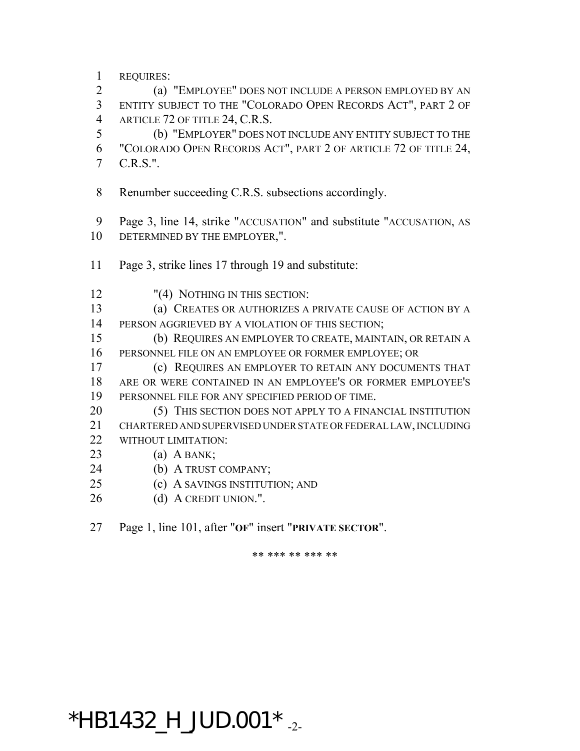REQUIRES:

(a) "EMPLOYEE" DOES NOT INCLUDE A PERSON EMPLOYED BY AN ENTITY SUBJECT TO THE "COLORADO OPEN RECORDS ACT", PART 2 OF ARTICLE 72 OF TITLE 24, C.R.S.

(b) "EMPLOYER" DOES NOT INCLUDE ANY ENTITY SUBJECT TO THE "COLORADO OPEN RECORDS ACT", PART 2 OF ARTICLE 72 OF TITLE 24, C.R.S.".

Renumber succeeding C.R.S. subsections accordingly.

Page 3, line 14, strike "ACCUSATION" and substitute "ACCUSATION, AS DETERMINED BY THE EMPLOYER,".

Page 3, strike lines 17 through 19 and substitute:

"(4) NOTHING IN THIS SECTION:

(a) CREATES OR AUTHORIZES A PRIVATE CAUSE OF ACTION BY A PERSON AGGRIEVED BY A VIOLATION OF THIS SECTION;

(b) REQUIRES AN EMPLOYER TO CREATE, MAINTAIN, OR RETAIN A PERSONNEL FILE ON AN EMPLOYEE OR FORMER EMPLOYEE; OR

(c) REQUIRES AN EMPLOYER TO RETAIN ANY DOCUMENTS THAT ARE OR WERE CONTAINED IN AN EMPLOYEE'S OR FORMER EMPLOYEE'S PERSONNEL FILE FOR ANY SPECIFIED PERIOD OF TIME.

(5) THIS SECTION DOES NOT APPLY TO A FINANCIAL INSTITUTION CHARTERED AND SUPERVISED UNDER STATE OR FEDERAL LAW, INCLUDING WITHOUT LIMITATION:

(a) A BANK;

(b) A TRUST COMPANY;

(c) A SAVINGS INSTITUTION; AND

(d) A CREDIT UNION.".

Page 1, line 101, after "**OF**" insert "**PRIVATE SECTOR**".

** *** ** *** **

*HB1432_H_JUD.001*